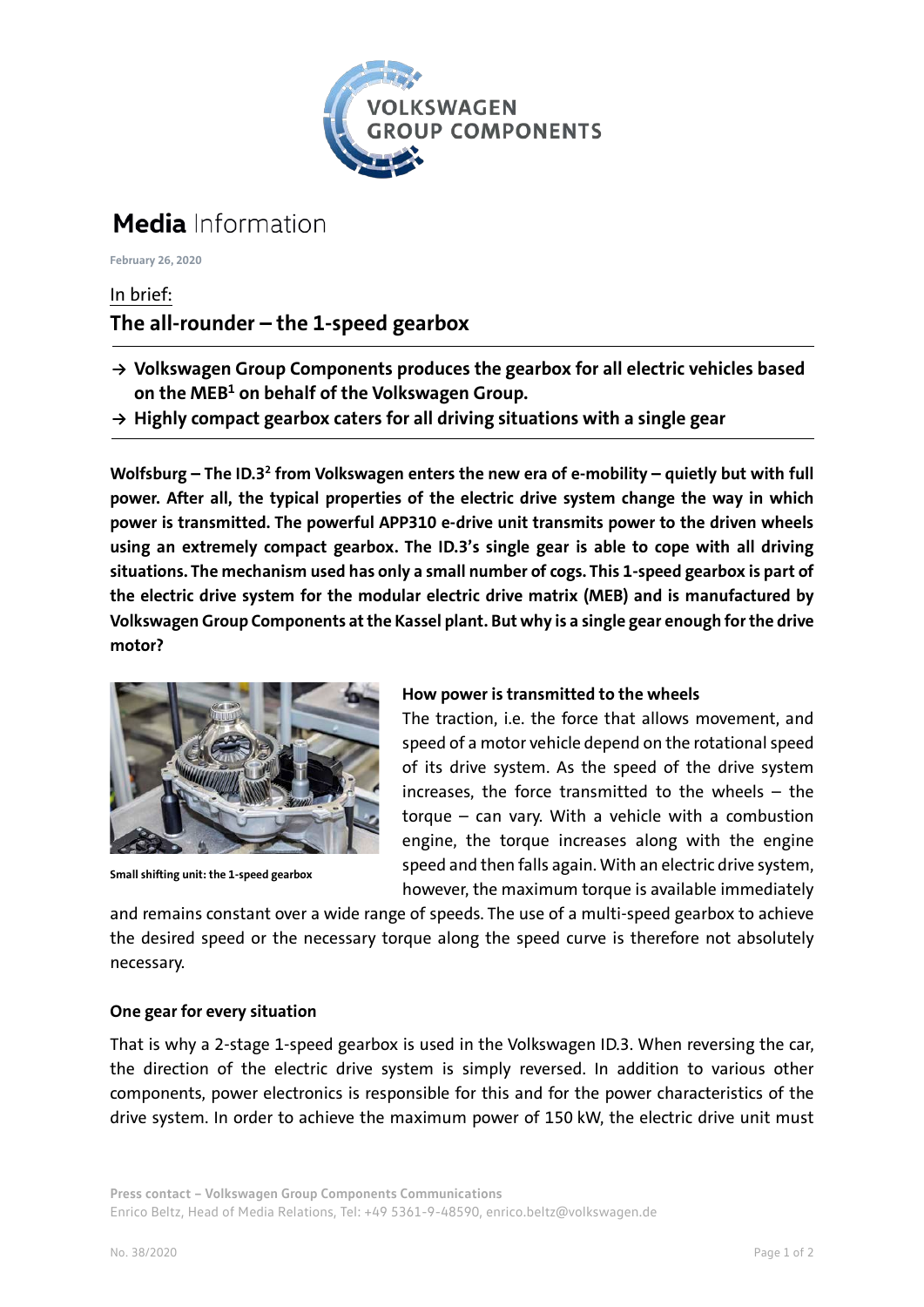VOLKSWAGEN GROUP COMPONENTS

# **Media** Information

**February 26, 2020**

In brief:

## The all-rounder – the 1-speed gearbox

- → **Volkswagen Group Components produces the gearbox for all electric vehicles based on the MEB[1] on behalf of the Volkswagen Group.**
- → **Highly compact gearbox caters for all driving situations with a single gear**

**Wolfsburg – The ID.3[2] from Volkswagen enters the new era of e-mobility – quietly but with full power. After all, the typical properties of the electric drive system change the way in which power is transmitted. The powerful APP310 e-drive unit transmits power to the driven wheels using an extremely compact gearbox. The ID.3's single gear is able to cope with all driving situations. The mechanism used has only a small number of cogs. This 1-speed gearbox is part of the electric drive system for the modular electric drive matrix (MEB) and is manufactured by Volkswagen Group Components at the Kassel plant. But why is a single gear enough for the drive motor?**

**Small shifting unit: the 1-speed gearbox**

### How power is transmitted to the wheels

The traction, i.e. the force that allows movement, and speed of a motor vehicle depend on the rotational speed of its drive system. As the speed of the drive system increases, the force transmitted to the wheels – the torque – can vary. With a vehicle with a combustion engine, the torque increases along with the engine speed and then falls again. With an electric drive system, however, the maximum torque is available immediately and remains constant over a wide range of speeds. The use of a multi-speed gearbox to achieve the desired speed or the necessary torque along the speed curve is therefore not absolutely necessary.

### One gear for every situation

That is why a 2-stage 1-speed gearbox is used in the Volkswagen ID.3. When reversing the car, the direction of the electric drive system is simply reversed. In addition to various other components, power electronics is responsible for this and for the power characteristics of the drive system. In order to achieve the maximum power of 150 kW, the electric drive unit must

Press contact – Volkswagen Group Components Communications
Enrico Beltz, Head of Media Relations, Tel: +49 5361-9-48590, enrico.beltz@volkswagen.de

No. 38/2020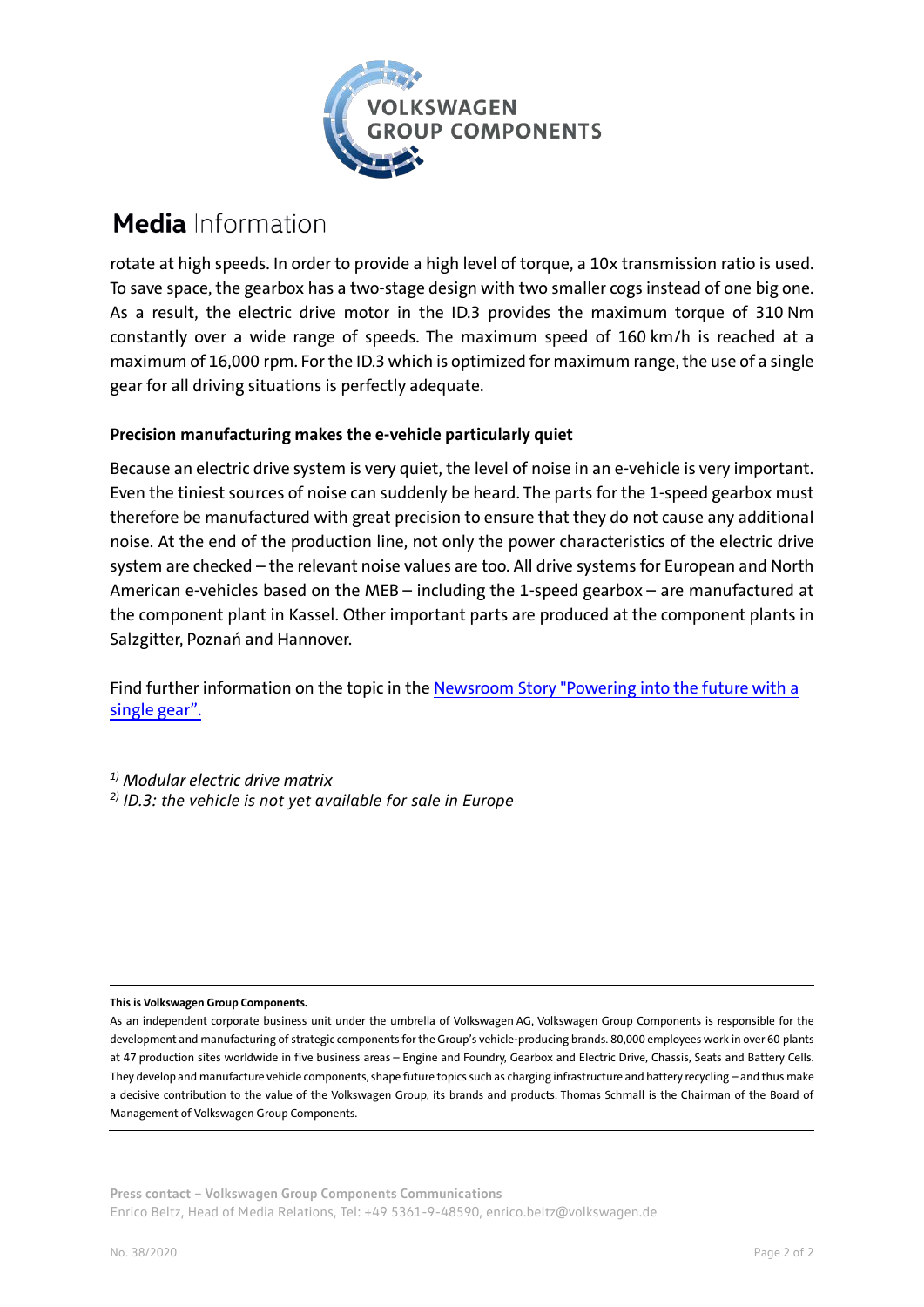rotate at high speeds. In order to provide a high level of torque, a 10x transmission ratio is used. To save space, the gearbox has a two-stage design with two smaller cogs instead of one big one. As a result, the electric drive motor in the ID.3 provides the maximum torque of 310 Nm constantly over a wide range of speeds. The maximum speed of 160 km/h is reached at a maximum of 16,000 rpm. For the ID.3 which is optimized for maximum range, the use of a single gear for all driving situations is perfectly adequate.

**Precision manufacturing makes the e-vehicle particularly quiet**

Because an electric drive system is very quiet, the level of noise in an e-vehicle is very important. Even the tiniest sources of noise can suddenly be heard. The parts for the 1-speed gearbox must therefore be manufactured with great precision to ensure that they do not cause any additional noise. At the end of the production line, not only the power characteristics of the electric drive system are checked – the relevant noise values are too. All drive systems for European and North American e-vehicles based on the MEB – including the 1-speed gearbox – are manufactured at the component plant in Kassel. Other important parts are produced at the component plants in Salzgitter, Poznań and Hannover.

Find further information on the topic in the [Newsroom Story "Powering into the future with a single gear".]

[1] *Modular electric drive matrix*
[2] *ID.3: the vehicle is not yet available for sale in Europe*

---

**This is Volkswagen Group Components.**

As an independent corporate business unit under the umbrella of Volkswagen AG, Volkswagen Group Components is responsible for the development and manufacturing of strategic components for the Group's vehicle-producing brands. 80,000 employees work in over 60 plants at 47 production sites worldwide in five business areas – Engine and Foundry, Gearbox and Electric Drive, Chassis, Seats and Battery Cells. They develop and manufacture vehicle components, shape future topics such as charging infrastructure and battery recycling – and thus make a decisive contribution to the value of the Volkswagen Group, its brands and products. Thomas Schmall is the Chairman of the Board of Management of Volkswagen Group Components.

---

**Press contact – Volkswagen Group Components Communications**
Enrico Beltz, Head of Media Relations, Tel: +49 5361-9-48590, enrico.beltz@volkswagen.de

No. 38/2020